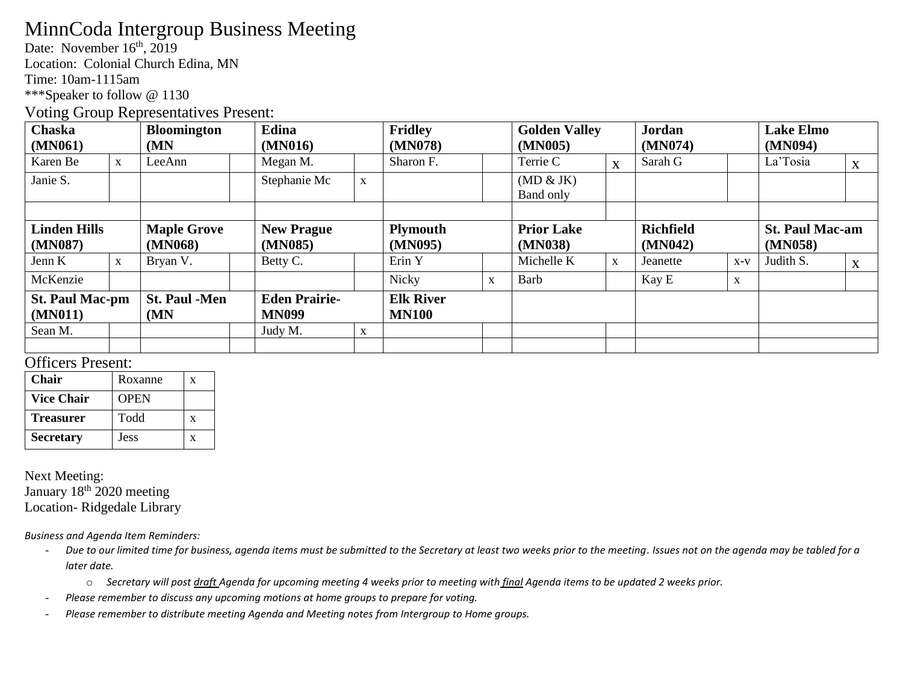# MinnCoda Intergroup Business Meeting

Date: November 16th, 2019
Location: Colonial Church Edina, MN
Time: 10am-1115am
***Speaker to follow @ 1130

## Voting Group Representatives Present:

| **Chaska (MN061)** | | **Bloomington (MN** | | **Edina (MN016)** | | **Fridley (MN078)** | | **Golden Valley (MN005)** | | **Jordan (MN074)** | | **Lake Elmo (MN094)** | |
|---|---|---|---|---|---|---|---|---|---|---|---|---|---|
| Karen Be | x | LeeAnn | | Megan M. | | Sharon F. | | Terrie C | x | Sarah G | | La'Tosia | x |
| Janie S. | | | | Stephanie Mc | x | | | (MD & JK) Band only | | | | | |
| | | | | | | | | | | | | | |
| **Linden Hills (MN087)** | | **Maple Grove (MN068)** | | **New Prague (MN085)** | | **Plymouth (MN095)** | | **Prior Lake (MN038)** | | **Richfield (MN042)** | | **St. Paul Mac-am (MN058)** | |
| Jenn K | x | Bryan V. | | Betty C. | | Erin Y | | Michelle K | x | Jeanette | x-v | Judith S. | x |
| McKenzie | | | | | | Nicky | x | Barb | | Kay E | x | | |
| **St. Paul Mac-pm (MN011)** | | **St. Paul -Men (MN** | | **Eden Prairie-MN099** | | **Elk River MN100** | | | | | | | |
| Sean M. | | | | Judy M. | x | | | | | | | | |
| | | | | | | | | | | | | | |

## Officers Present:

| **Chair** | Roxanne | x |
|---|---|---|
| **Vice Chair** | OPEN | |
| **Treasurer** | Todd | x |
| **Secretary** | Jess | x |

Next Meeting:
January 18th 2020 meeting
Location- Ridgedale Library

*Business and Agenda Item Reminders:*

- *Due to our limited time for business, agenda items must be submitted to the Secretary at least two weeks prior to the meeting. Issues not on the agenda may be tabled for a later date.*
    - *Secretary will post draft Agenda for upcoming meeting 4 weeks prior to meeting with final Agenda items to be updated 2 weeks prior.*
- *Please remember to discuss any upcoming motions at home groups to prepare for voting.*
- *Please remember to distribute meeting Agenda and Meeting notes from Intergroup to Home groups.*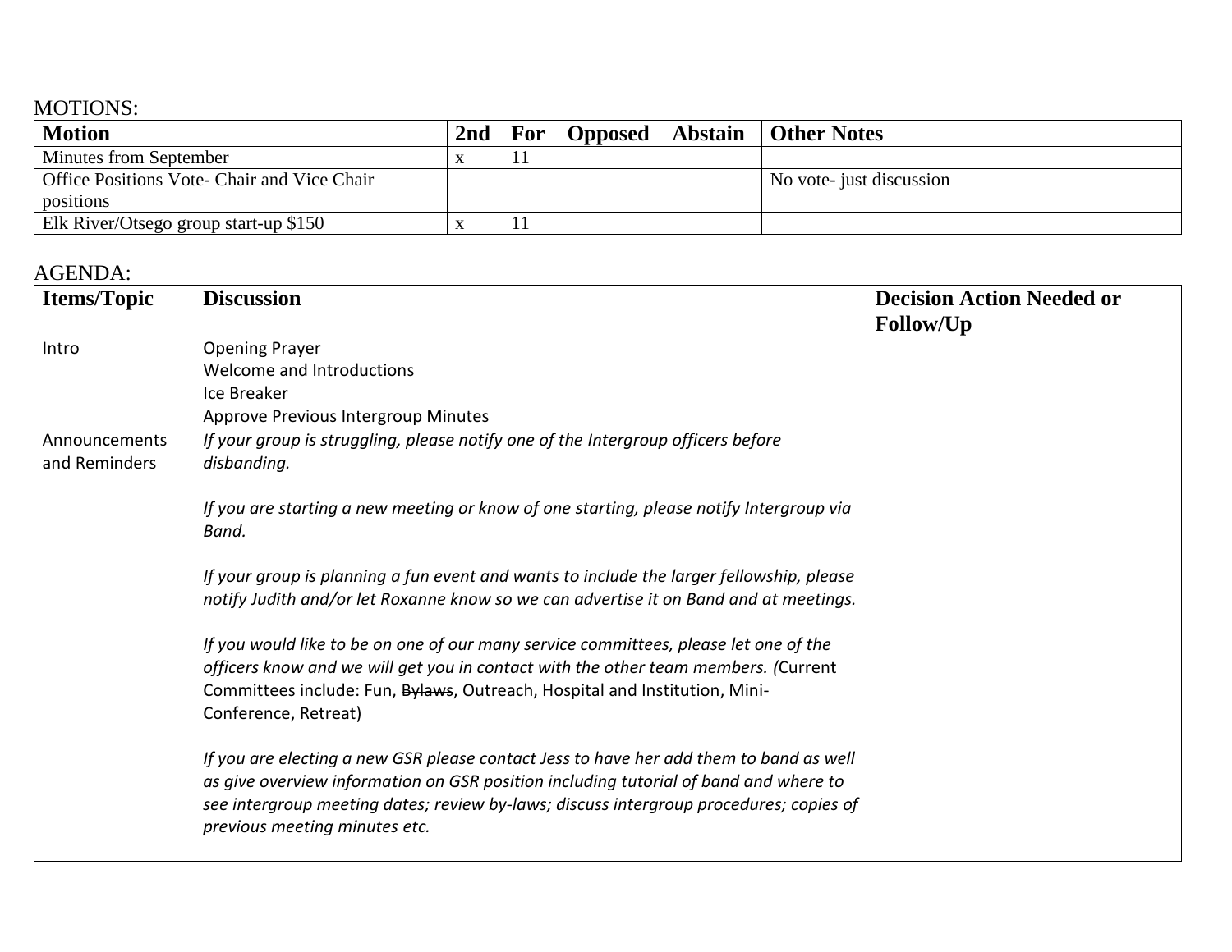MOTIONS:

| Motion | 2nd | For | Opposed | Abstain | Other Notes |
|---|---|---|---|---|---|
| Minutes from September | x | 11 | | | |
| Office Positions Vote- Chair and Vice Chair positions | | | | | No vote- just discussion |
| Elk River/Otsego group start-up $150 | x | 11 | | | |

AGENDA:

| Items/Topic | Discussion | Decision Action Needed or Follow/Up |
|---|---|---|
| Intro | Opening Prayer<br>Welcome and Introductions<br>Ice Breaker<br>Approve Previous Intergroup Minutes | |
| Announcements and Reminders | *If your group is struggling, please notify one of the Intergroup officers before disbanding.*<br><br>*If you are starting a new meeting or know of one starting, please notify Intergroup via Band.*<br><br>*If your group is planning a fun event and wants to include the larger fellowship, please notify Judith and/or let Roxanne know so we can advertise it on Band and at meetings.*<br><br>*If you would like to be on one of our many service committees, please let one of the officers know and we will get you in contact with the other team members. (*Current Committees include: Fun, ~~Bylaws~~, Outreach, Hospital and Institution, Mini-Conference, Retreat)<br><br>*If you are electing a new GSR please contact Jess to have her add them to band as well as give overview information on GSR position including tutorial of band and where to see intergroup meeting dates; review by-laws; discuss intergroup procedures; copies of previous meeting minutes etc.* | |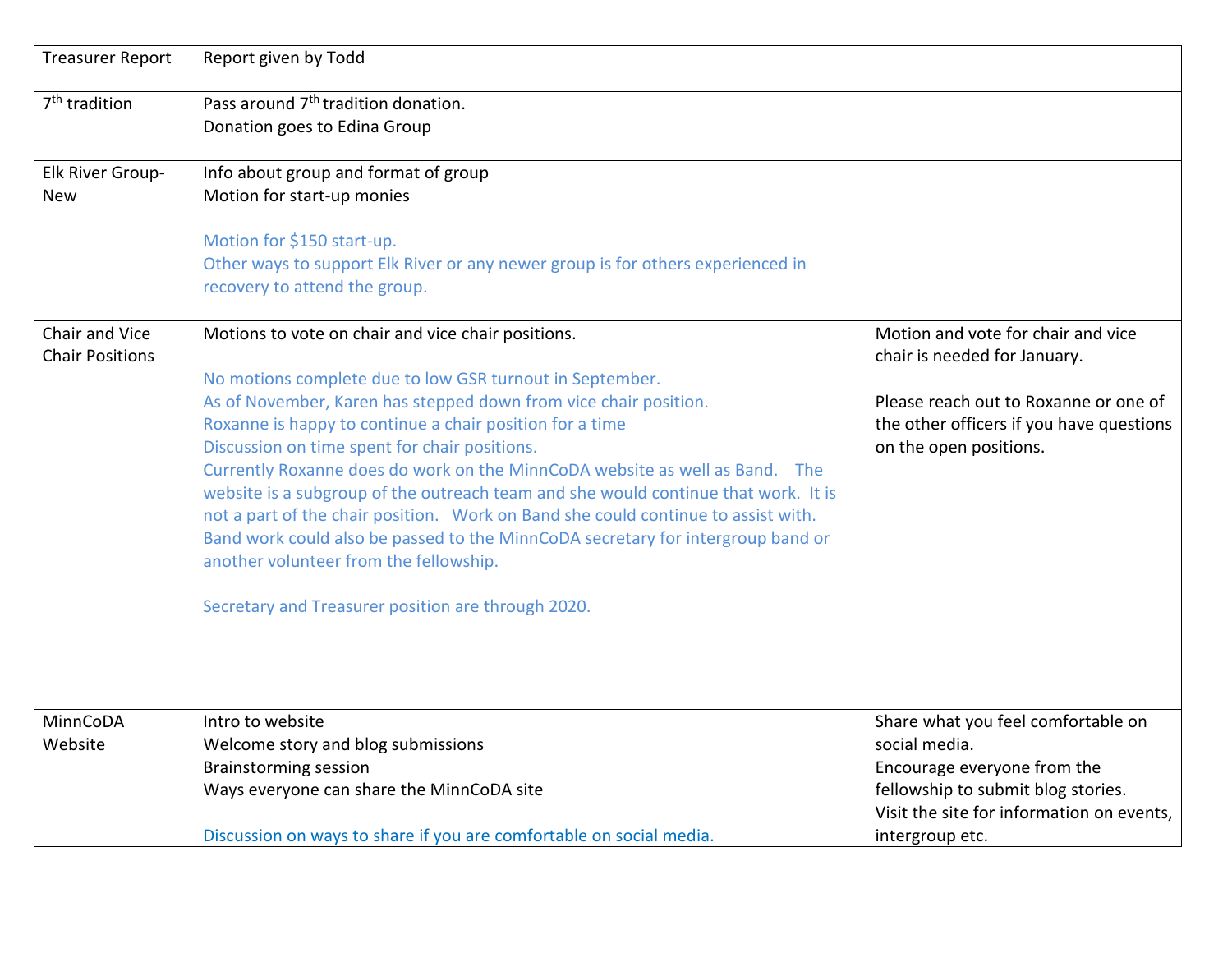| Treasurer Report | Report given by Todd | |
|---|---|---|
| 7th tradition | Pass around 7th tradition donation.<br>Donation goes to Edina Group | |
| Elk River Group-New | Info about group and format of group<br>Motion for start-up monies<br><br>Motion for $150 start-up.<br>Other ways to support Elk River or any newer group is for others experienced in recovery to attend the group. | |
| Chair and Vice Chair Positions | Motions to vote on chair and vice chair positions.<br><br>No motions complete due to low GSR turnout in September.<br>As of November, Karen has stepped down from vice chair position.<br>Roxanne is happy to continue a chair position for a time<br>Discussion on time spent for chair positions.<br>Currently Roxanne does do work on the MinnCoDA website as well as Band. The website is a subgroup of the outreach team and she would continue that work. It is not a part of the chair position. Work on Band she could continue to assist with. Band work could also be passed to the MinnCoDA secretary for intergroup band or another volunteer from the fellowship.<br><br>Secretary and Treasurer position are through 2020. | Motion and vote for chair and vice chair is needed for January.<br><br>Please reach out to Roxanne or one of the other officers if you have questions on the open positions. |
| MinnCoDA Website | Intro to website<br>Welcome story and blog submissions<br>Brainstorming session<br>Ways everyone can share the MinnCoDA site<br><br>Discussion on ways to share if you are comfortable on social media. | Share what you feel comfortable on social media.<br>Encourage everyone from the fellowship to submit blog stories.<br>Visit the site for information on events, intergroup etc. |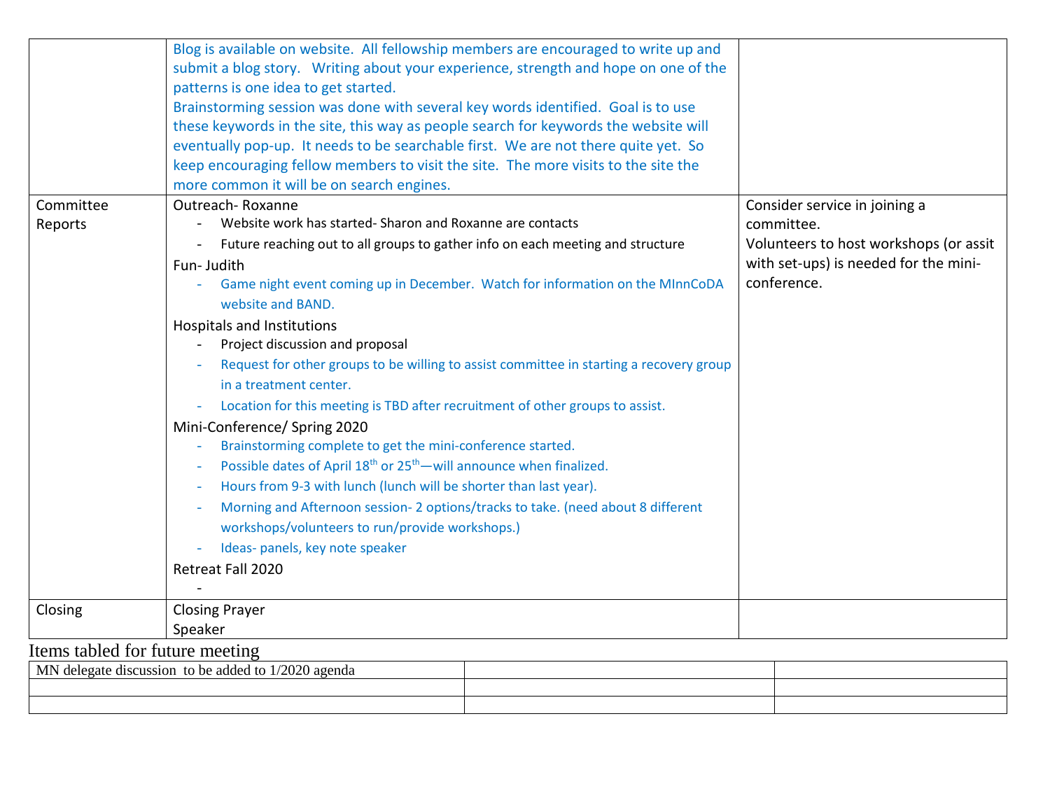| | | |
|---|---|---|
| | Blog is available on website. All fellowship members are encouraged to write up and submit a blog story. Writing about your experience, strength and hope on one of the patterns is one idea to get started.<br>Brainstorming session was done with several key words identified. Goal is to use these keywords in the site, this way as people search for keywords the website will eventually pop-up. It needs to be searchable first. We are not there quite yet. So keep encouraging fellow members to visit the site. The more visits to the site the more common it will be on search engines. | |
| Committee Reports | Outreach- Roxanne<br>- Website work has started- Sharon and Roxanne are contacts<br>- Future reaching out to all groups to gather info on each meeting and structure<br>Fun- Judith<br>- Game night event coming up in December. Watch for information on the MInnCoDA website and BAND.<br>Hospitals and Institutions<br>- Project discussion and proposal<br>- Request for other groups to be willing to assist committee in starting a recovery group in a treatment center.<br>- Location for this meeting is TBD after recruitment of other groups to assist.<br>Mini-Conference/ Spring 2020<br>- Brainstorming complete to get the mini-conference started.<br>- Possible dates of April 18th or 25th—will announce when finalized.<br>- Hours from 9-3 with lunch (lunch will be shorter than last year).<br>- Morning and Afternoon session- 2 options/tracks to take. (need about 8 different workshops/volunteers to run/provide workshops.)<br>- Ideas- panels, key note speaker<br>Retreat Fall 2020<br>- | Consider service in joining a committee.<br>Volunteers to host workshops (or assit with set-ups) is needed for the mini-conference. |
| Closing | Closing Prayer<br>Speaker | |

## Items tabled for future meeting

| | | |
|---|---|---|
| MN delegate discussion to be added to 1/2020 agenda | | |
| | | |
| | | |